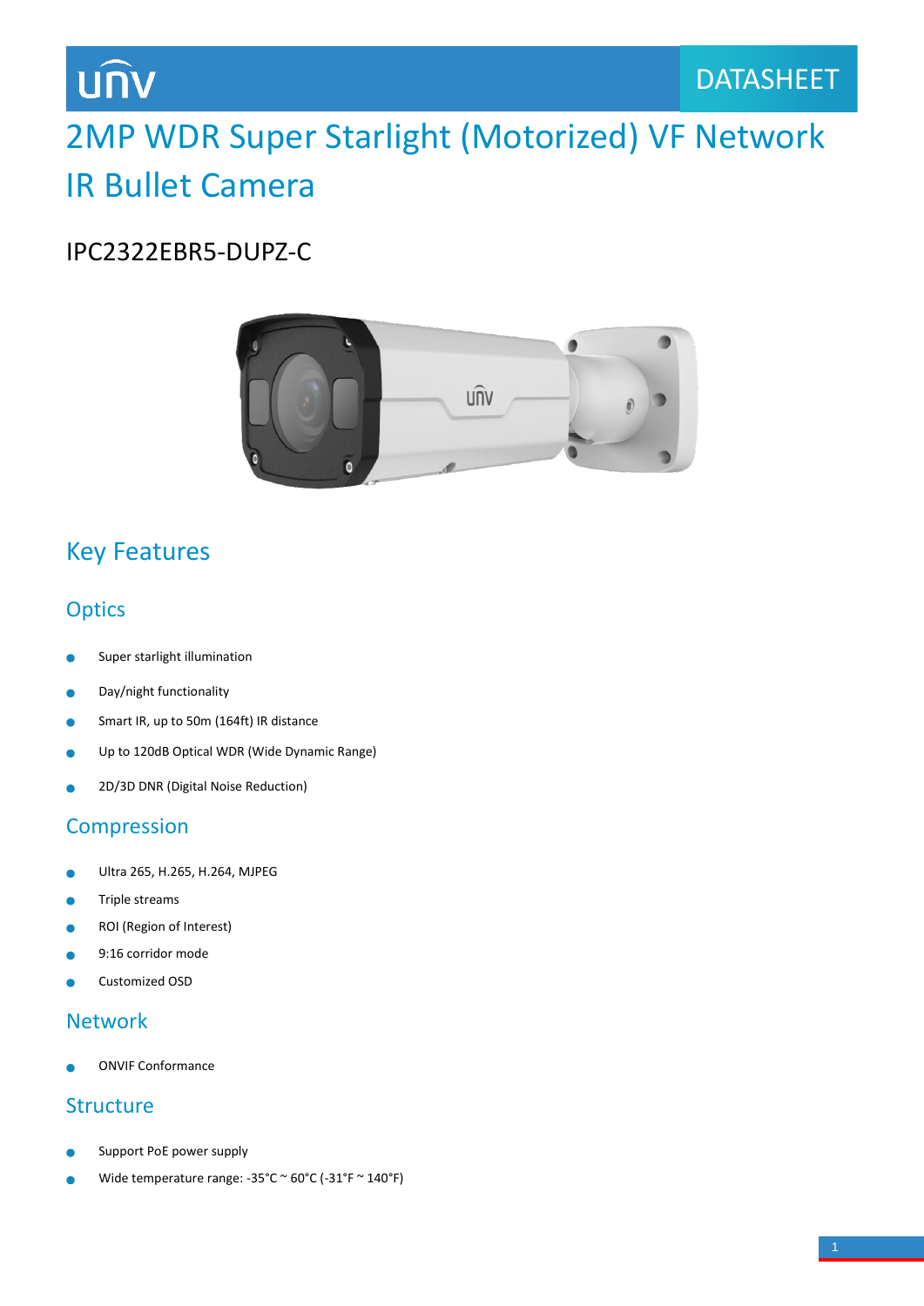DATASHEET

# 2MP WDR Super Starlight (Motorized) VF Network IR Bullet Camera

IPC2322EBR5-DUPZ-C

## Key Features

### Optics

- Super starlight illumination
- Day/night functionality
- Smart IR, up to 50m (164ft) IR distance
- Up to 120dB Optical WDR (Wide Dynamic Range)
- 2D/3D DNR (Digital Noise Reduction)

### Compression

- Ultra 265, H.265, H.264, MJPEG
- Triple streams
- ROI (Region of Interest)
- 9:16 corridor mode
- Customized OSD

### Network

- ONVIF Conformance

### Structure

- Support PoE power supply
- Wide temperature range: -35°C ~ 60°C (-31°F ~ 140°F)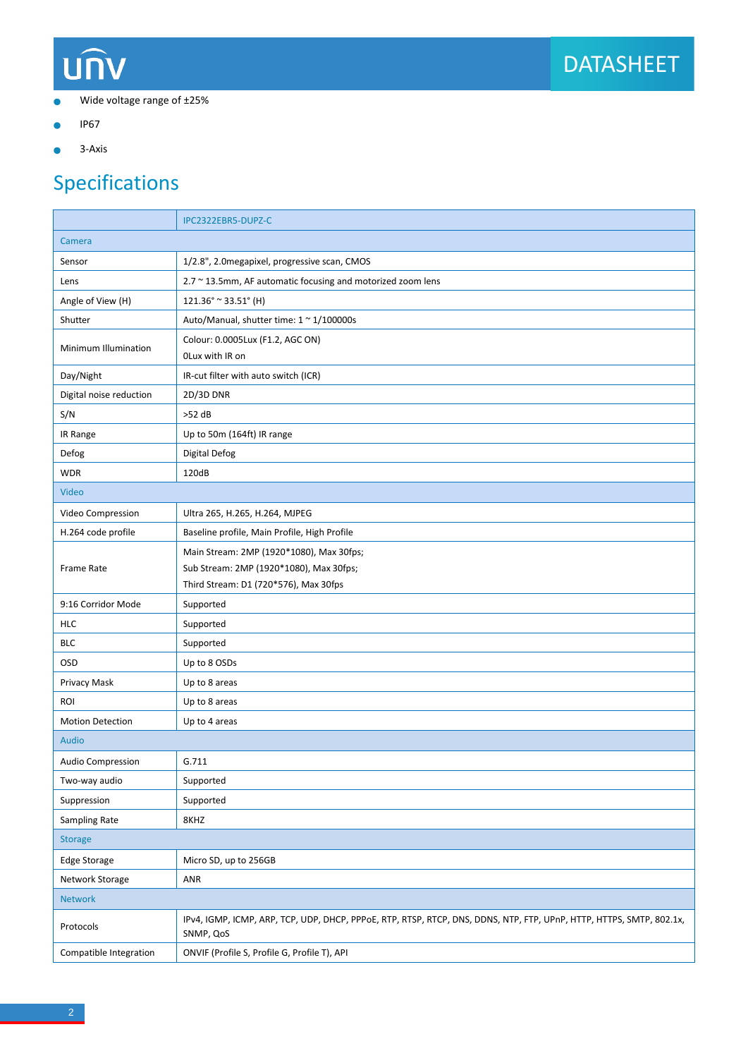- Wide voltage range of ±25%
- IP67
- 3-Axis

## Specifications

| | IPC2322EBR5-DUPZ-C |
|---|---|
| **Camera** | |
| Sensor | 1/2.8", 2.0megapixel, progressive scan, CMOS |
| Lens | 2.7 ~ 13.5mm, AF automatic focusing and motorized zoom lens |
| Angle of View (H) | 121.36° ~ 33.51° (H) |
| Shutter | Auto/Manual, shutter time: 1 ~ 1/100000s |
| Minimum Illumination | Colour: 0.0005Lux (F1.2, AGC ON)<br>0Lux with IR on |
| Day/Night | IR-cut filter with auto switch (ICR) |
| Digital noise reduction | 2D/3D DNR |
| S/N | >52 dB |
| IR Range | Up to 50m (164ft) IR range |
| Defog | Digital Defog |
| WDR | 120dB |
| **Video** | |
| Video Compression | Ultra 265, H.265, H.264, MJPEG |
| H.264 code profile | Baseline profile, Main Profile, High Profile |
| Frame Rate | Main Stream: 2MP (1920*1080), Max 30fps;<br>Sub Stream: 2MP (1920*1080), Max 30fps;<br>Third Stream: D1 (720*576), Max 30fps |
| 9:16 Corridor Mode | Supported |
| HLC | Supported |
| BLC | Supported |
| OSD | Up to 8 OSDs |
| Privacy Mask | Up to 8 areas |
| ROI | Up to 8 areas |
| Motion Detection | Up to 4 areas |
| **Audio** | |
| Audio Compression | G.711 |
| Two-way audio | Supported |
| Suppression | Supported |
| Sampling Rate | 8KHZ |
| **Storage** | |
| Edge Storage | Micro SD, up to 256GB |
| Network Storage | ANR |
| **Network** | |
| Protocols | IPv4, IGMP, ICMP, ARP, TCP, UDP, DHCP, PPPoE, RTP, RTSP, RTCP, DNS, DDNS, NTP, FTP, UPnP, HTTP, HTTPS, SMTP, 802.1x, SNMP, QoS |
| Compatible Integration | ONVIF (Profile S, Profile G, Profile T), API |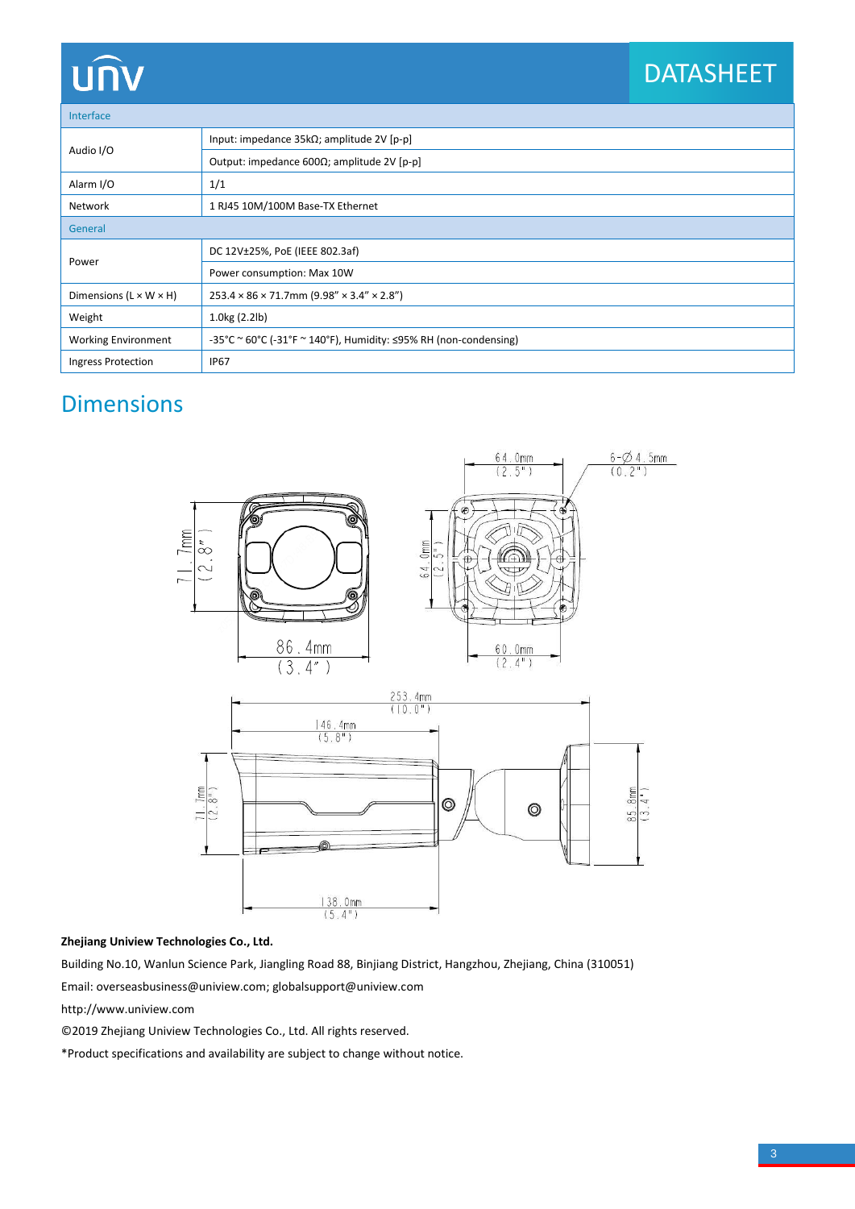| | |
|---|---|
| **Interface** | |
| Audio I/O | Input: impedance 35kΩ; amplitude 2V [p-p] |
| | Output: impedance 600Ω; amplitude 2V [p-p] |
| Alarm I/O | 1/1 |
| Network | 1 RJ45 10M/100M Base-TX Ethernet |
| **General** | |
| Power | DC 12V±25%, PoE (IEEE 802.3af) |
| | Power consumption: Max 10W |
| Dimensions (L × W × H) | 253.4 × 86 × 71.7mm (9.98" × 3.4" × 2.8") |
| Weight | 1.0kg (2.2lb) |
| Working Environment | -35°C ~ 60°C (-31°F ~ 140°F), Humidity: ≤95% RH (non-condensing) |
| Ingress Protection | IP67 |

## Dimensions

71.7mm (2.8")
86.4mm (3.4")
64.0mm (2.5")
6-Ø4.5mm (0.2")
64.0mm (2.5")
60.0mm (2.4")
253.4mm (10.0")
146.4mm (5.8")
71.7mm (2.8")
85.8mm (3.4")
138.0mm (5.4")

**Zhejiang Uniview Technologies Co., Ltd.**

Building No.10, Wanlun Science Park, Jiangling Road 88, Binjiang District, Hangzhou, Zhejiang, China (310051)

Email: overseasbusiness@uniview.com; globalsupport@uniview.com

http://www.uniview.com

©2019 Zhejiang Uniview Technologies Co., Ltd. All rights reserved.

*Product specifications and availability are subject to change without notice.